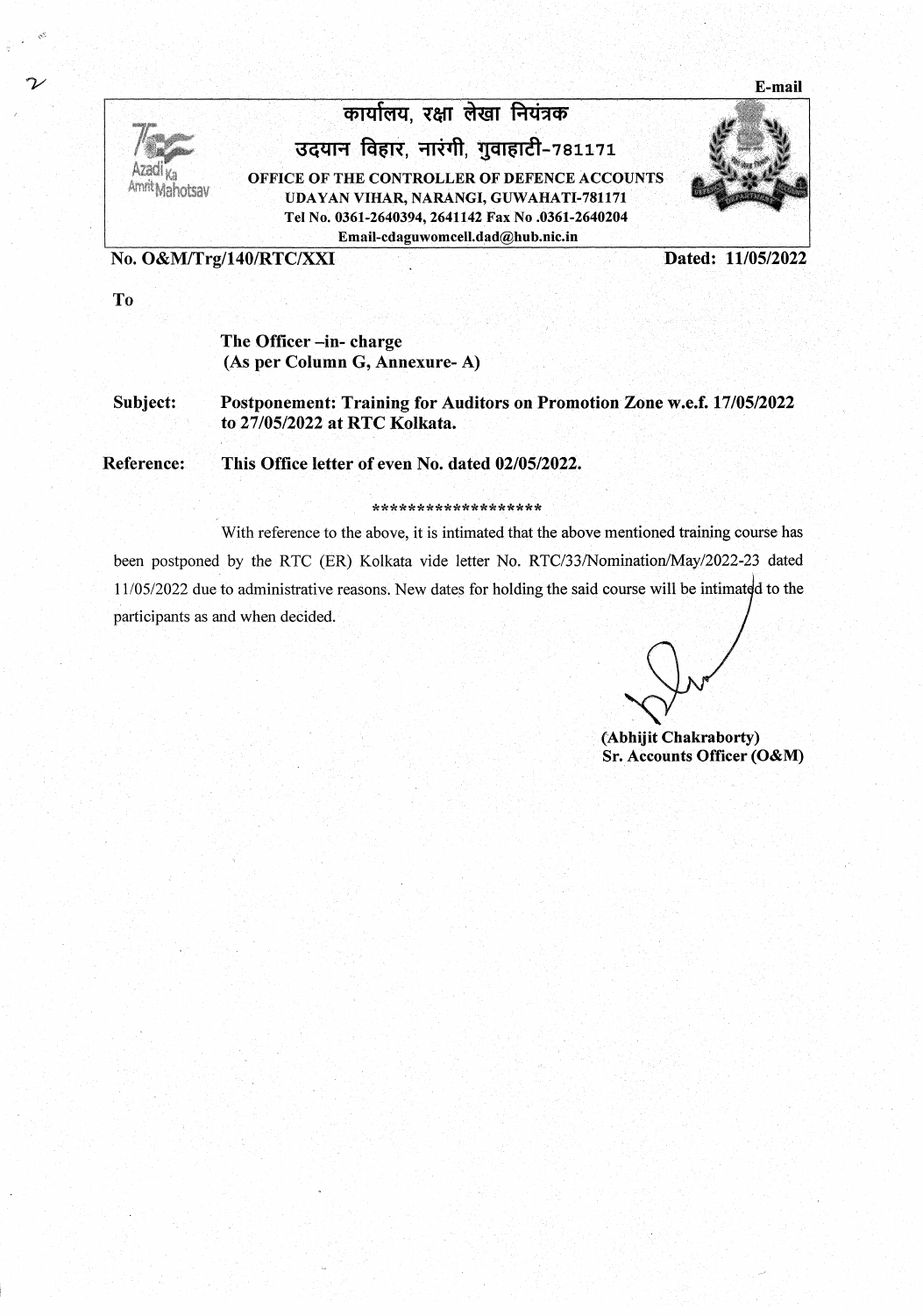E-mail

# कार्यालय, रक्षा लेखा नियंत्रक
## उदयान विहार, नारंगी, गुवाहाटी-781171

**OFFICE OF THE CONTROLLER OF DEFENCE ACCOUNTS**
**UDAYAN VIHAR, NARANGI, GUWAHATI-781171**
**Tel No. 0361-2640394, 2641142 Fax No .0361-2640204**
**Email-cdaguwomcell.dad@hub.nic.in**

**No. O&M/Trg/140/RTC/XXI** **Dated: 11/05/2022**

**To**

**The Officer –in- charge**
**(As per Column G, Annexure- A)**

**Subject:** **Postponement: Training for Auditors on Promotion Zone w.e.f. 17/05/2022 to 27/05/2022 at RTC Kolkata.**

**Reference:** **This Office letter of even No. dated 02/05/2022.**

*******************

With reference to the above, it is intimated that the above mentioned training course has been postponed by the RTC (ER) Kolkata vide letter No. RTC/33/Nomination/May/2022-23 dated 11/05/2022 due to administrative reasons. New dates for holding the said course will be intimated to the participants as and when decided.

**(Abhijit Chakraborty)**
**Sr. Accounts Officer (O&M)**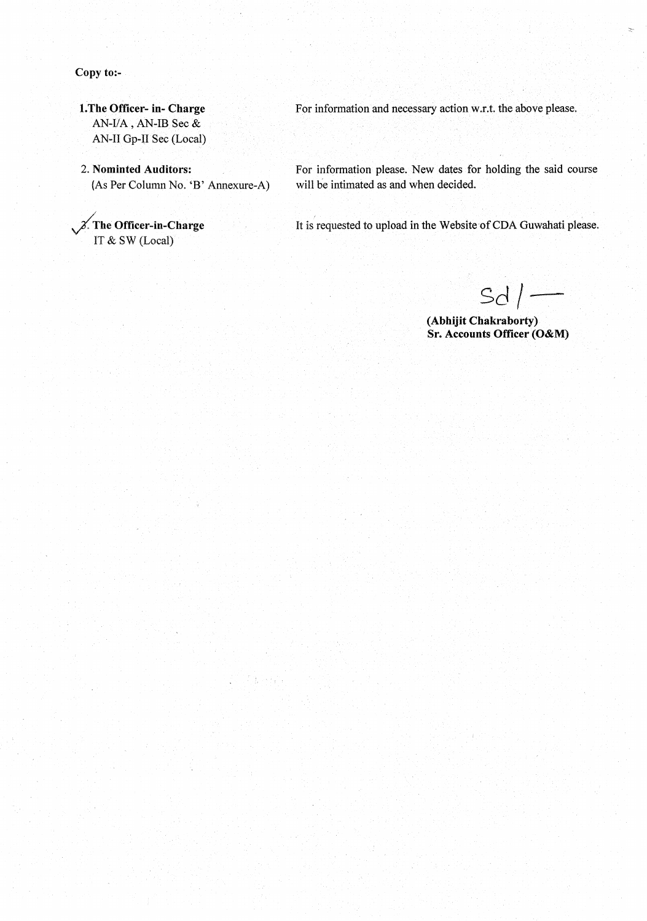**Copy to:-**

**1.The Officer- in- Charge**
AN-I/A , AN-IB Sec &
AN-II Gp-II Sec (Local)

For information and necessary action w.r.t. the above please.

2. **Nominted Auditors:**
(As Per Column No. 'B' Annexure-A)

For information please. New dates for holding the said course will be intimated as and when decided.

3. **The Officer-in-Charge**
IT & SW (Local)

It is requested to upload in the Website of CDA Guwahati please.

Sd/-

**(Abhijit Chakraborty)**
**Sr. Accounts Officer (O&M)**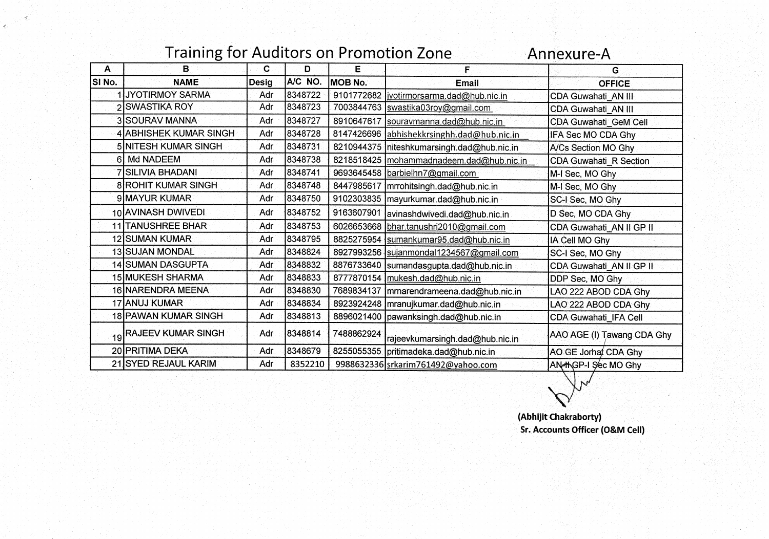# Training for Auditors on Promotion Zone

Annexure-A

| A | B | C | D | E | F | G |
|---|---|---|---|---|---|---|
| Sl No. | NAME | Desig | A/C NO. | MOB No. | Email | OFFICE |
| 1 | JYOTIRMOY SARMA | Adr | 8348722 | 9101772682 | jyotirmorsarma.dad@hub.nic.in | CDA Guwahati_AN III |
| 2 | SWASTIKA ROY | Adr | 8348723 | 7003844763 | swastika03roy@gmail.com | CDA Guwahati_AN III |
| 3 | SOURAV MANNA | Adr | 8348727 | 8910647617 | souravmanna.dad@hub.nic.in | CDA Guwahati_GeM Cell |
| 4 | ABHISHEK KUMAR SINGH | Adr | 8348728 | 8147426696 | abhishekkrsinghh.dad@hub.nic.in | IFA Sec MO CDA Ghy |
| 5 | NITESH KUMAR SINGH | Adr | 8348731 | 8210944375 | niteshkumarsingh.dad@hub.nic.in | A/Cs Section MO Ghy |
| 6 | Md NADEEM | Adr | 8348738 | 8218518425 | mohammadnadeem.dad@hub.nic.in | CDA Guwahati_R Section |
| 7 | SILIVIA BHADANI | Adr | 8348741 | 9693645458 | barbielhn7@gmail.com | M-I Sec, MO Ghy |
| 8 | ROHIT KUMAR SINGH | Adr | 8348748 | 8447985617 | mrrohitsingh.dad@hub.nic.in | M-I Sec, MO Ghy |
| 9 | MAYUR KUMAR | Adr | 8348750 | 9102303835 | mayurkumar.dad@hub.nic.in | SC-I Sec, MO Ghy |
| 10 | AVINASH DWIVEDI | Adr | 8348752 | 9163607901 | avinashdwivedi.dad@hub.nic.in | D Sec, MO CDA Ghy |
| 11 | TANUSHREE BHAR | Adr | 8348753 | 6026653668 | bhar.tanushri2010@gmail.com | CDA Guwahati_AN II GP II |
| 12 | SUMAN KUMAR | Adr | 8348795 | 8825275954 | sumankumar95.dad@hub.nic.in | IA Cell MO Ghy |
| 13 | SUJAN MONDAL | Adr | 8348824 | 8927993256 | sujanmondal1234567@gmail.com | SC-I Sec, MO Ghy |
| 14 | SUMAN DASGUPTA | Adr | 8348832 | 8876733640 | sumandasgupta.dad@hub.nic.in | CDA Guwahati_AN II GP II |
| 15 | MUKESH SHARMA | Adr | 8348833 | 8777870154 | mukesh.dad@hub.nic.in | DDP Sec, MO Ghy |
| 16 | NARENDRA MEENA | Adr | 8348830 | 7689834137 | mrnarendrameena.dad@hub.nic.in | LAO 222 ABOD CDA Ghy |
| 17 | ANUJ KUMAR | Adr | 8348834 | 8923924248 | mranujkumar.dad@hub.nic.in | LAO 222 ABOD CDA Ghy |
| 18 | PAWAN KUMAR SINGH | Adr | 8348813 | 8896021400 | pawanksingh.dad@hub.nic.in | CDA Guwahati_IFA Cell |
| 19 | RAJEEV KUMAR SINGH | Adr | 8348814 | 7488862924 | rajeevkumarsingh.dad@hub.nic.in | AAO AGE (I) Tawang CDA Ghy |
| 20 | PRITIMA DEKA | Adr | 8348679 | 8255055355 | pritimadeka.dad@hub.nic.in | AO GE Jorhat CDA Ghy |
| 21 | SYED REJAUL KARIM | Adr | 8352210 | 9988632336 | srkarim761492@yahoo.com | AN-II GP-I Sec MO Ghy |

**(Abhijit Chakraborty)**
**Sr. Accounts Officer (O&M Cell)**